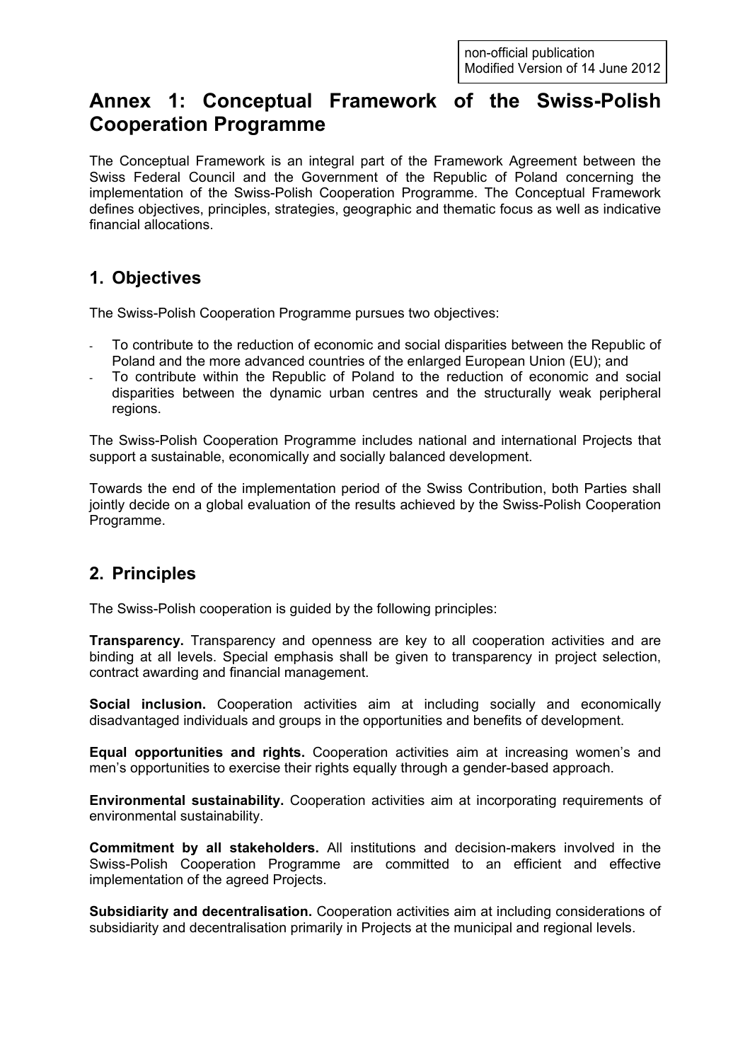non-official publication
Modified Version of 14 June 2012

# Annex 1: Conceptual Framework of the Swiss-Polish Cooperation Programme

The Conceptual Framework is an integral part of the Framework Agreement between the Swiss Federal Council and the Government of the Republic of Poland concerning the implementation of the Swiss-Polish Cooperation Programme. The Conceptual Framework defines objectives, principles, strategies, geographic and thematic focus as well as indicative financial allocations.

## 1. Objectives

The Swiss-Polish Cooperation Programme pursues two objectives:

- To contribute to the reduction of economic and social disparities between the Republic of Poland and the more advanced countries of the enlarged European Union (EU); and
- To contribute within the Republic of Poland to the reduction of economic and social disparities between the dynamic urban centres and the structurally weak peripheral regions.

The Swiss-Polish Cooperation Programme includes national and international Projects that support a sustainable, economically and socially balanced development.

Towards the end of the implementation period of the Swiss Contribution, both Parties shall jointly decide on a global evaluation of the results achieved by the Swiss-Polish Cooperation Programme.

## 2. Principles

The Swiss-Polish cooperation is guided by the following principles:

**Transparency.** Transparency and openness are key to all cooperation activities and are binding at all levels. Special emphasis shall be given to transparency in project selection, contract awarding and financial management.

**Social inclusion.** Cooperation activities aim at including socially and economically disadvantaged individuals and groups in the opportunities and benefits of development.

**Equal opportunities and rights.** Cooperation activities aim at increasing women's and men's opportunities to exercise their rights equally through a gender-based approach.

**Environmental sustainability.** Cooperation activities aim at incorporating requirements of environmental sustainability.

**Commitment by all stakeholders.** All institutions and decision-makers involved in the Swiss-Polish Cooperation Programme are committed to an efficient and effective implementation of the agreed Projects.

**Subsidiarity and decentralisation.** Cooperation activities aim at including considerations of subsidiarity and decentralisation primarily in Projects at the municipal and regional levels.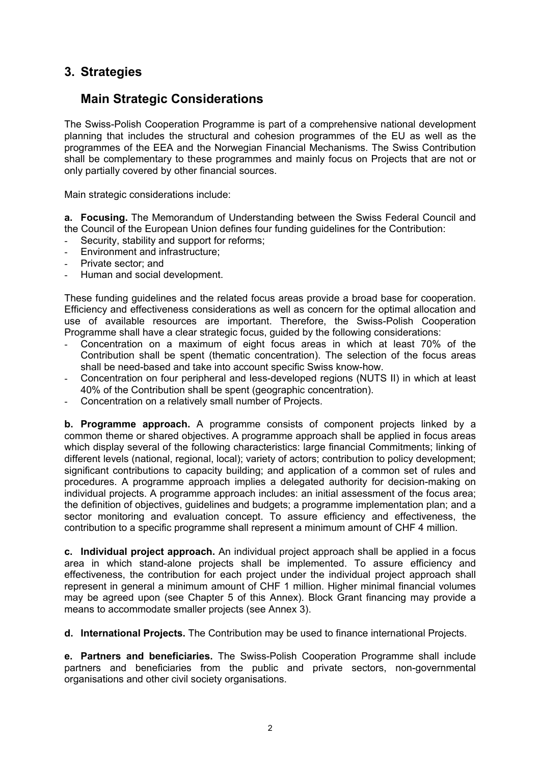## 3. Strategies

### Main Strategic Considerations

The Swiss-Polish Cooperation Programme is part of a comprehensive national development planning that includes the structural and cohesion programmes of the EU as well as the programmes of the EEA and the Norwegian Financial Mechanisms. The Swiss Contribution shall be complementary to these programmes and mainly focus on Projects that are not or only partially covered by other financial sources.

Main strategic considerations include:

**a. Focusing.** The Memorandum of Understanding between the Swiss Federal Council and the Council of the European Union defines four funding guidelines for the Contribution:

- Security, stability and support for reforms;
- Environment and infrastructure;
- Private sector; and
- Human and social development.

These funding guidelines and the related focus areas provide a broad base for cooperation. Efficiency and effectiveness considerations as well as concern for the optimal allocation and use of available resources are important. Therefore, the Swiss-Polish Cooperation Programme shall have a clear strategic focus, guided by the following considerations:

- Concentration on a maximum of eight focus areas in which at least 70% of the Contribution shall be spent (thematic concentration). The selection of the focus areas shall be need-based and take into account specific Swiss know-how.
- Concentration on four peripheral and less-developed regions (NUTS II) in which at least 40% of the Contribution shall be spent (geographic concentration).
- Concentration on a relatively small number of Projects.

**b. Programme approach.** A programme consists of component projects linked by a common theme or shared objectives. A programme approach shall be applied in focus areas which display several of the following characteristics: large financial Commitments; linking of different levels (national, regional, local); variety of actors; contribution to policy development; significant contributions to capacity building; and application of a common set of rules and procedures. A programme approach implies a delegated authority for decision-making on individual projects. A programme approach includes: an initial assessment of the focus area; the definition of objectives, guidelines and budgets; a programme implementation plan; and a sector monitoring and evaluation concept. To assure efficiency and effectiveness, the contribution to a specific programme shall represent a minimum amount of CHF 4 million.

**c. Individual project approach.** An individual project approach shall be applied in a focus area in which stand-alone projects shall be implemented. To assure efficiency and effectiveness, the contribution for each project under the individual project approach shall represent in general a minimum amount of CHF 1 million. Higher minimal financial volumes may be agreed upon (see Chapter 5 of this Annex). Block Grant financing may provide a means to accommodate smaller projects (see Annex 3).

**d. International Projects.** The Contribution may be used to finance international Projects.

**e. Partners and beneficiaries.** The Swiss-Polish Cooperation Programme shall include partners and beneficiaries from the public and private sectors, non-governmental organisations and other civil society organisations.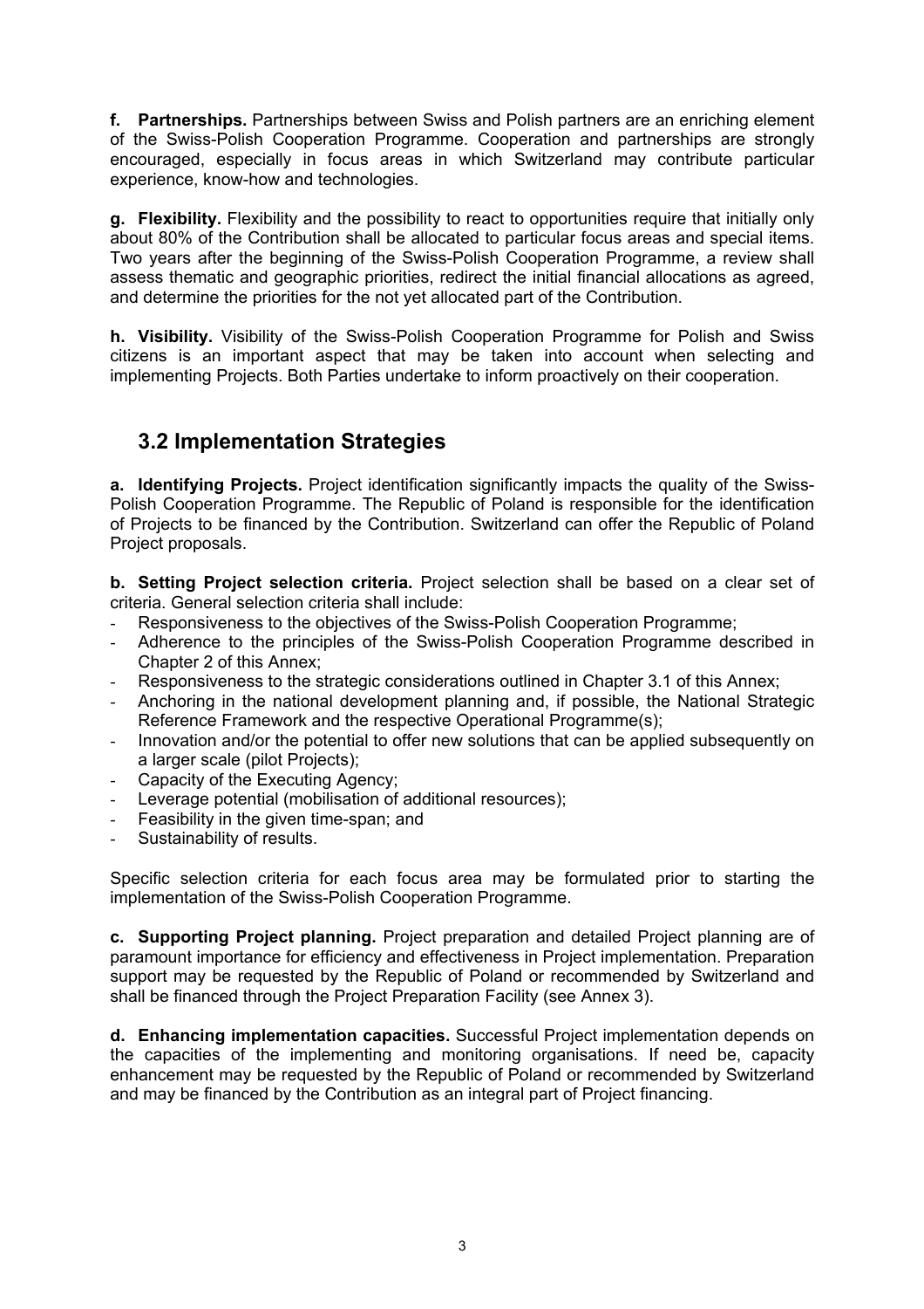**f. Partnerships.** Partnerships between Swiss and Polish partners are an enriching element of the Swiss-Polish Cooperation Programme. Cooperation and partnerships are strongly encouraged, especially in focus areas in which Switzerland may contribute particular experience, know-how and technologies.

**g. Flexibility.** Flexibility and the possibility to react to opportunities require that initially only about 80% of the Contribution shall be allocated to particular focus areas and special items. Two years after the beginning of the Swiss-Polish Cooperation Programme, a review shall assess thematic and geographic priorities, redirect the initial financial allocations as agreed, and determine the priorities for the not yet allocated part of the Contribution.

**h. Visibility.** Visibility of the Swiss-Polish Cooperation Programme for Polish and Swiss citizens is an important aspect that may be taken into account when selecting and implementing Projects. Both Parties undertake to inform proactively on their cooperation.

## 3.2 Implementation Strategies

**a. Identifying Projects.** Project identification significantly impacts the quality of the Swiss-Polish Cooperation Programme. The Republic of Poland is responsible for the identification of Projects to be financed by the Contribution. Switzerland can offer the Republic of Poland Project proposals.

**b. Setting Project selection criteria.** Project selection shall be based on a clear set of criteria. General selection criteria shall include:

- Responsiveness to the objectives of the Swiss-Polish Cooperation Programme;
- Adherence to the principles of the Swiss-Polish Cooperation Programme described in Chapter 2 of this Annex;
- Responsiveness to the strategic considerations outlined in Chapter 3.1 of this Annex;
- Anchoring in the national development planning and, if possible, the National Strategic Reference Framework and the respective Operational Programme(s);
- Innovation and/or the potential to offer new solutions that can be applied subsequently on a larger scale (pilot Projects);
- Capacity of the Executing Agency;
- Leverage potential (mobilisation of additional resources);
- Feasibility in the given time-span; and
- Sustainability of results.

Specific selection criteria for each focus area may be formulated prior to starting the implementation of the Swiss-Polish Cooperation Programme.

**c. Supporting Project planning.** Project preparation and detailed Project planning are of paramount importance for efficiency and effectiveness in Project implementation. Preparation support may be requested by the Republic of Poland or recommended by Switzerland and shall be financed through the Project Preparation Facility (see Annex 3).

**d. Enhancing implementation capacities.** Successful Project implementation depends on the capacities of the implementing and monitoring organisations. If need be, capacity enhancement may be requested by the Republic of Poland or recommended by Switzerland and may be financed by the Contribution as an integral part of Project financing.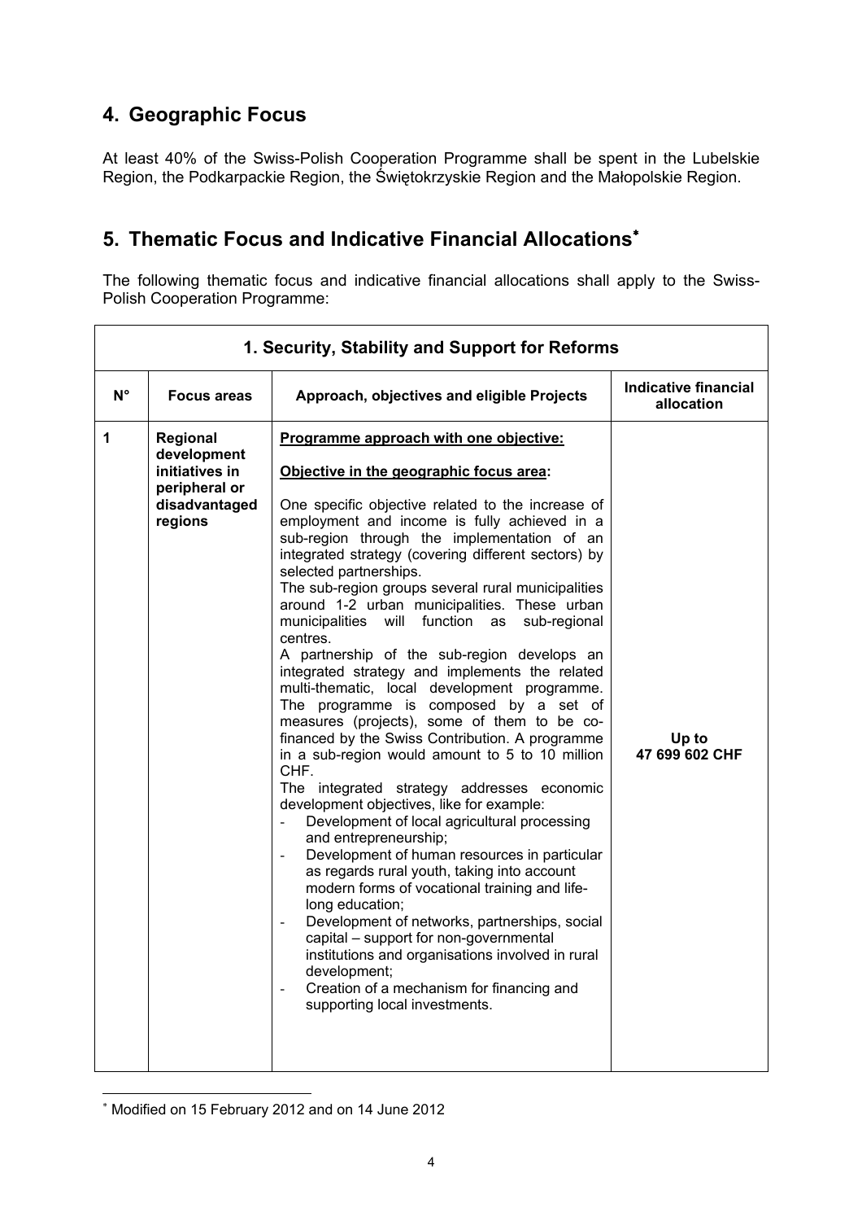## 4. Geographic Focus

At least 40% of the Swiss-Polish Cooperation Programme shall be spent in the Lubelskie Region, the Podkarpackie Region, the Świętokrzyskie Region and the Małopolskie Region.

## 5. Thematic Focus and Indicative Financial Allocations*

The following thematic focus and indicative financial allocations shall apply to the Swiss-Polish Cooperation Programme:

| 1. Security, Stability and Support for Reforms | | | |
|---|---|---|---|
| **N°** | **Focus areas** | **Approach, objectives and eligible Projects** | **Indicative financial allocation** |
| **1** | **Regional development initiatives in peripheral or disadvantaged regions** | **<u>Programme approach with one objective:</u>**<br><br>**<u>Objective in the geographic focus area</u>:**<br><br>One specific objective related to the increase of employment and income is fully achieved in a sub-region through the implementation of an integrated strategy (covering different sectors) by selected partnerships.<br>The sub-region groups several rural municipalities around 1-2 urban municipalities. These urban municipalities will function as sub-regional centres.<br>A partnership of the sub-region develops an integrated strategy and implements the related multi-thematic, local development programme. The programme is composed by a set of measures (projects), some of them to be co-financed by the Swiss Contribution. A programme in a sub-region would amount to 5 to 10 million CHF.<br>The integrated strategy addresses economic development objectives, like for example:<br>- Development of local agricultural processing and entrepreneurship;<br>- Development of human resources in particular as regards rural youth, taking into account modern forms of vocational training and life-long education;<br>- Development of networks, partnerships, social capital – support for non-governmental institutions and organisations involved in rural development;<br>- Creation of a mechanism for financing and supporting local investments. | **Up to 47 699 602 CHF** |

* Modified on 15 February 2012 and on 14 June 2012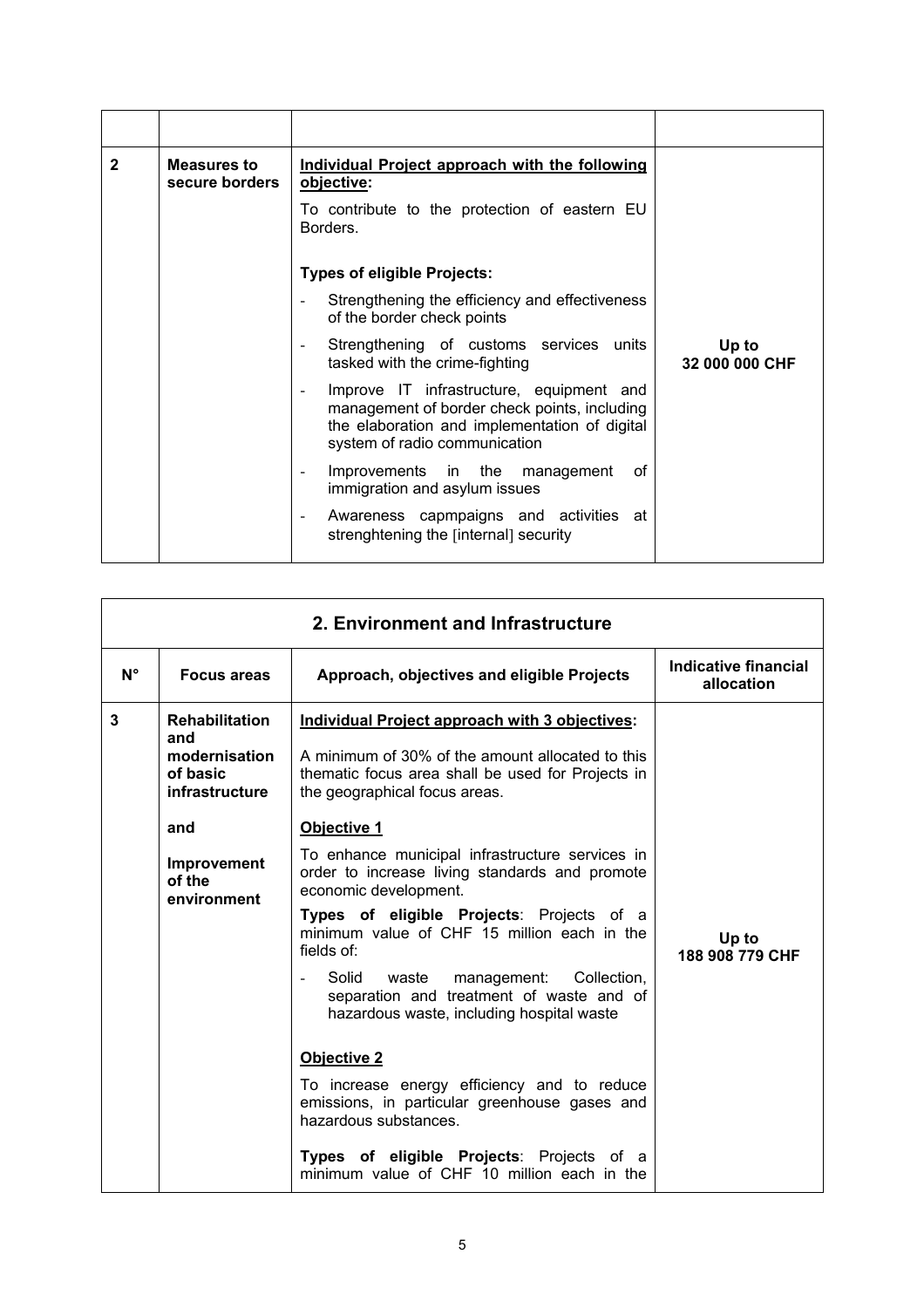| | | | |
|---|---|---|---|
| 2 | **Measures to secure borders** | **<u>Individual Project approach with the following objective</u>:**<br><br>To contribute to the protection of eastern EU Borders.<br><br>**Types of eligible Projects:**<br><br>- Strengthening the efficiency and effectiveness of the border check points<br>- Strengthening of customs services units tasked with the crime-fighting<br>- Improve IT infrastructure, equipment and management of border check points, including the elaboration and implementation of digital system of radio communication<br>- Improvements in the management of immigration and asylum issues<br>- Awareness capmpaigns and activities at strenghtening the [internal] security | **Up to 32 000 000 CHF** |

## 2. Environment and Infrastructure

| N° | Focus areas | Approach, objectives and eligible Projects | Indicative financial allocation |
|---|---|---|---|
| 3 | **Rehabilitation and modernisation of basic infrastructure**<br><br>**and**<br><br>**Improvement of the environment** | **<u>Individual Project approach with 3 objectives</u>:**<br><br>A minimum of 30% of the amount allocated to this thematic focus area shall be used for Projects in the geographical focus areas.<br><br>**<u>Objective 1</u>**<br><br>To enhance municipal infrastructure services in order to increase living standards and promote economic development.<br><br>**Types of eligible Projects**: Projects of a minimum value of CHF 15 million each in the fields of:<br><br>- Solid waste management: Collection, separation and treatment of waste and of hazardous waste, including hospital waste<br><br>**<u>Objective 2</u>**<br><br>To increase energy efficiency and to reduce emissions, in particular greenhouse gases and hazardous substances.<br><br>**Types of eligible Projects**: Projects of a minimum value of CHF 10 million each in the | **Up to 188 908 779 CHF** |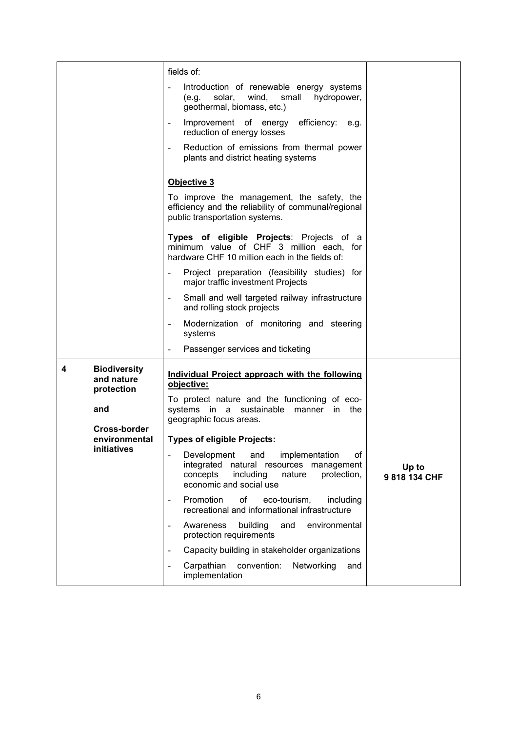| | | | |
|---|---|---|---|
| | | fields of:<br>- Introduction of renewable energy systems (e.g. solar, wind, small hydropower, geothermal, biomass, etc.)<br>- Improvement of energy efficiency: e.g. reduction of energy losses<br>- Reduction of emissions from thermal power plants and district heating systems<br><br>**<u>Objective 3</u>**<br>To improve the management, the safety, the efficiency and the reliability of communal/regional public transportation systems.<br><br>**Types of eligible Projects**: Projects of a minimum value of CHF 3 million each, for hardware CHF 10 million each in the fields of:<br>- Project preparation (feasibility studies) for major traffic investment Projects<br>- Small and well targeted railway infrastructure and rolling stock projects<br>- Modernization of monitoring and steering systems<br>- Passenger services and ticketing | |
| **4** | **Biodiversity and nature protection**<br><br>**and**<br><br>**Cross-border environmental initiatives** | **<u>Individual Project approach with the following objective:</u>**<br>To protect nature and the functioning of eco-systems in a sustainable manner in the geographic focus areas.<br><br>**Types of eligible Projects:**<br>- Development and implementation of integrated natural resources management concepts including nature protection, economic and social use<br>- Promotion of eco-tourism, including recreational and informational infrastructure<br>- Awareness building and environmental protection requirements<br>- Capacity building in stakeholder organizations<br>- Carpathian convention: Networking and implementation | **Up to 9 818 134 CHF** |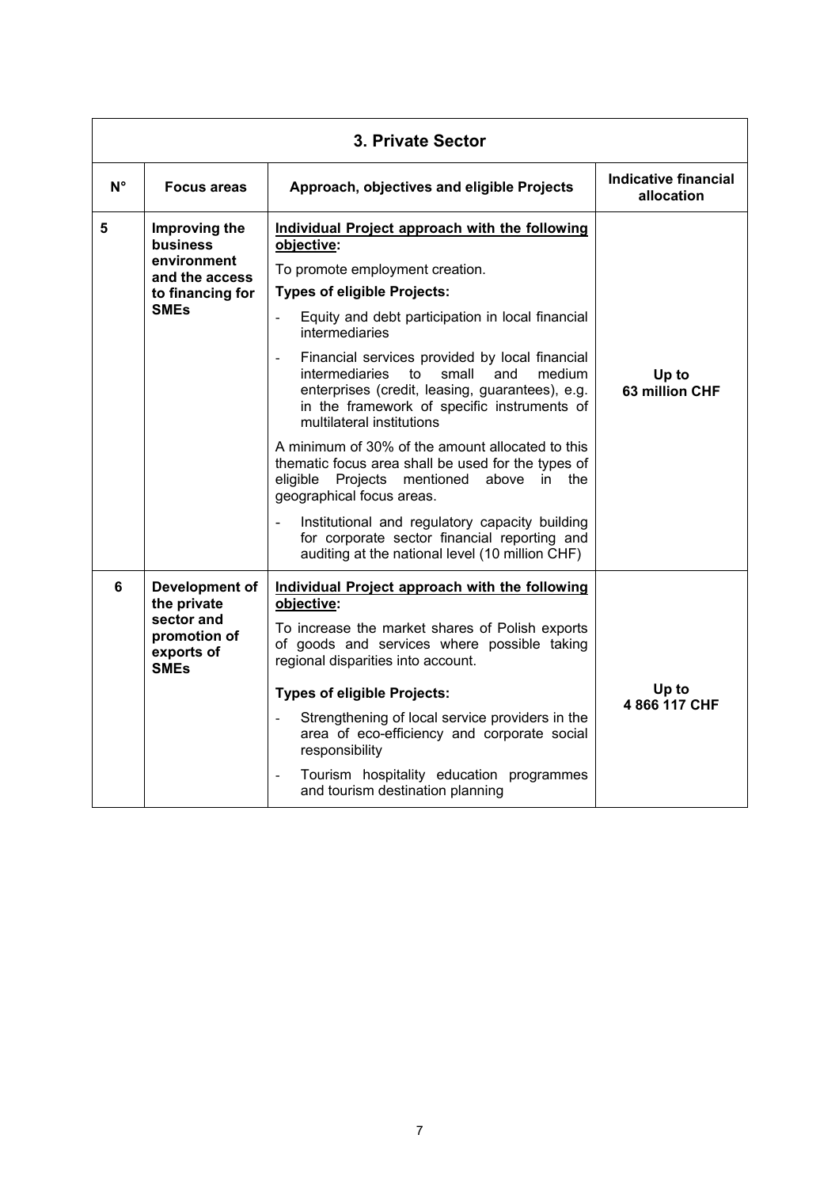| 3. Private Sector | | | |
|---|---|---|---|
| **N°** | **Focus areas** | **Approach, objectives and eligible Projects** | **Indicative financial allocation** |
| **5** | **Improving the business environment and the access to financing for SMEs** | **<u>Individual Project approach with the following objective</u>:** To promote employment creation. **Types of eligible Projects:** - Equity and debt participation in local financial intermediaries - Financial services provided by local financial intermediaries to small and medium enterprises (credit, leasing, guarantees), e.g. in the framework of specific instruments of multilateral institutions A minimum of 30% of the amount allocated to this thematic focus area shall be used for the types of eligible Projects mentioned above in the geographical focus areas. - Institutional and regulatory capacity building for corporate sector financial reporting and auditing at the national level (10 million CHF) | **Up to 63 million CHF** |
| **6** | **Development of the private sector and promotion of exports of SMEs** | **<u>Individual Project approach with the following objective</u>:** To increase the market shares of Polish exports of goods and services where possible taking regional disparities into account. **Types of eligible Projects:** - Strengthening of local service providers in the area of eco-efficiency and corporate social responsibility - Tourism hospitality education programmes and tourism destination planning | **Up to 4 866 117 CHF** |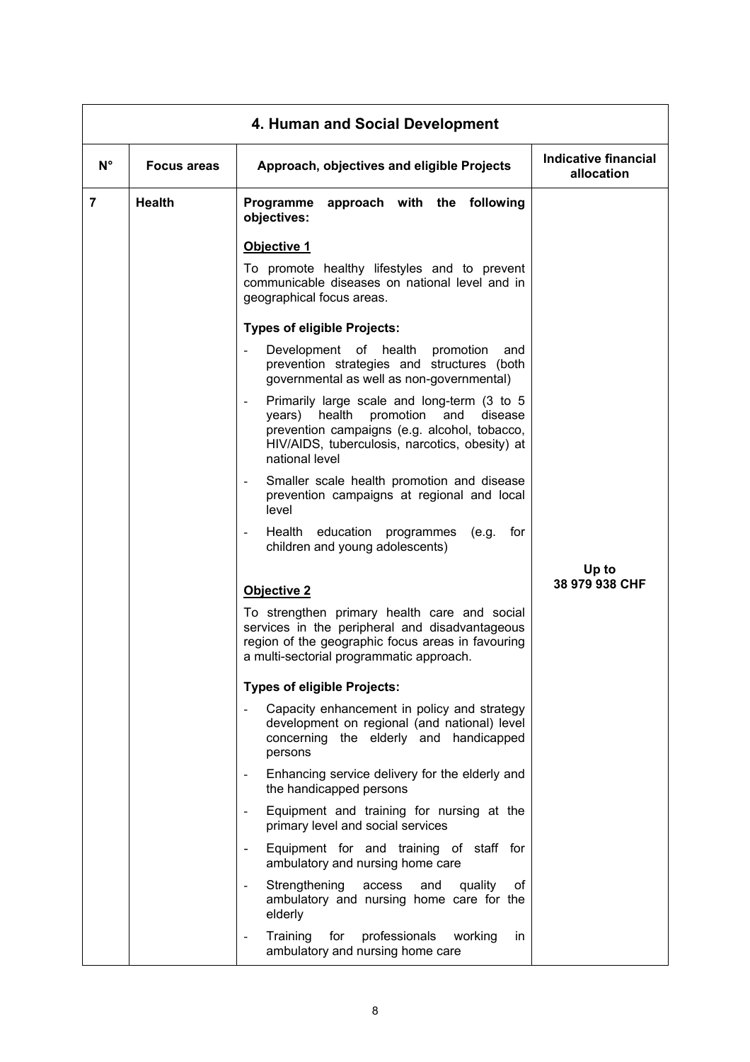| 4. Human and Social Development | | | |
|---|---|---|---|
| **N°** | **Focus areas** | **Approach, objectives and eligible Projects** | **Indicative financial allocation** |
| **7** | **Health** | **Programme approach with the following objectives:**<br><br>**Objective 1**<br><br>To promote healthy lifestyles and to prevent communicable diseases on national level and in geographical focus areas.<br><br>**Types of eligible Projects:**<br><br>- Development of health promotion and prevention strategies and structures (both governmental as well as non-governmental)<br>- Primarily large scale and long-term (3 to 5 years) health promotion and disease prevention campaigns (e.g. alcohol, tobacco, HIV/AIDS, tuberculosis, narcotics, obesity) at national level<br>- Smaller scale health promotion and disease prevention campaigns at regional and local level<br>- Health education programmes (e.g. for children and young adolescents)<br><br>**Objective 2**<br><br>To strengthen primary health care and social services in the peripheral and disadvantageous region of the geographic focus areas in favouring a multi-sectorial programmatic approach.<br><br>**Types of eligible Projects:**<br><br>- Capacity enhancement in policy and strategy development on regional (and national) level concerning the elderly and handicapped persons<br>- Enhancing service delivery for the elderly and the handicapped persons<br>- Equipment and training for nursing at the primary level and social services<br>- Equipment for and training of staff for ambulatory and nursing home care<br>- Strengthening access and quality of ambulatory and nursing home care for the elderly<br>- Training for professionals working in ambulatory and nursing home care | **Up to 38 979 938 CHF** |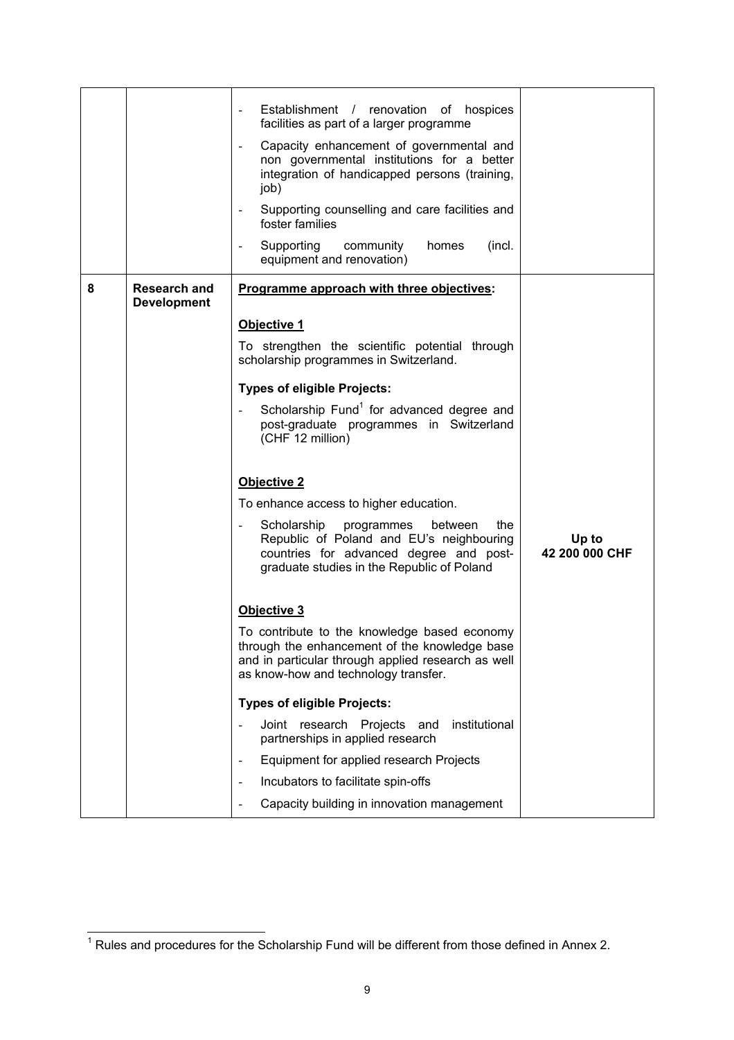| | | | |
|---|---|---|---|
| | | - Establishment / renovation of hospices facilities as part of a larger programme<br>- Capacity enhancement of governmental and non governmental institutions for a better integration of handicapped persons (training, job)<br>- Supporting counselling and care facilities and foster families<br>- Supporting community homes (incl. equipment and renovation) | |
| **8** | **Research and Development** | **<u>Programme approach with three objectives</u>:**<br><br>**<u>Objective 1</u>**<br>To strengthen the scientific potential through scholarship programmes in Switzerland.<br><br>**Types of eligible Projects:**<br>- Scholarship Fund[1] for advanced degree and post-graduate programmes in Switzerland (CHF 12 million)<br><br>**<u>Objective 2</u>**<br>To enhance access to higher education.<br>- Scholarship programmes between the Republic of Poland and EU's neighbouring countries for advanced degree and post-graduate studies in the Republic of Poland<br><br>**<u>Objective 3</u>**<br>To contribute to the knowledge based economy through the enhancement of the knowledge base and in particular through applied research as well as know-how and technology transfer.<br><br>**Types of eligible Projects:**<br>- Joint research Projects and institutional partnerships in applied research<br>- Equipment for applied research Projects<br>- Incubators to facilitate spin-offs<br>- Capacity building in innovation management | **Up to 42 200 000 CHF** |

[1] Rules and procedures for the Scholarship Fund will be different from those defined in Annex 2.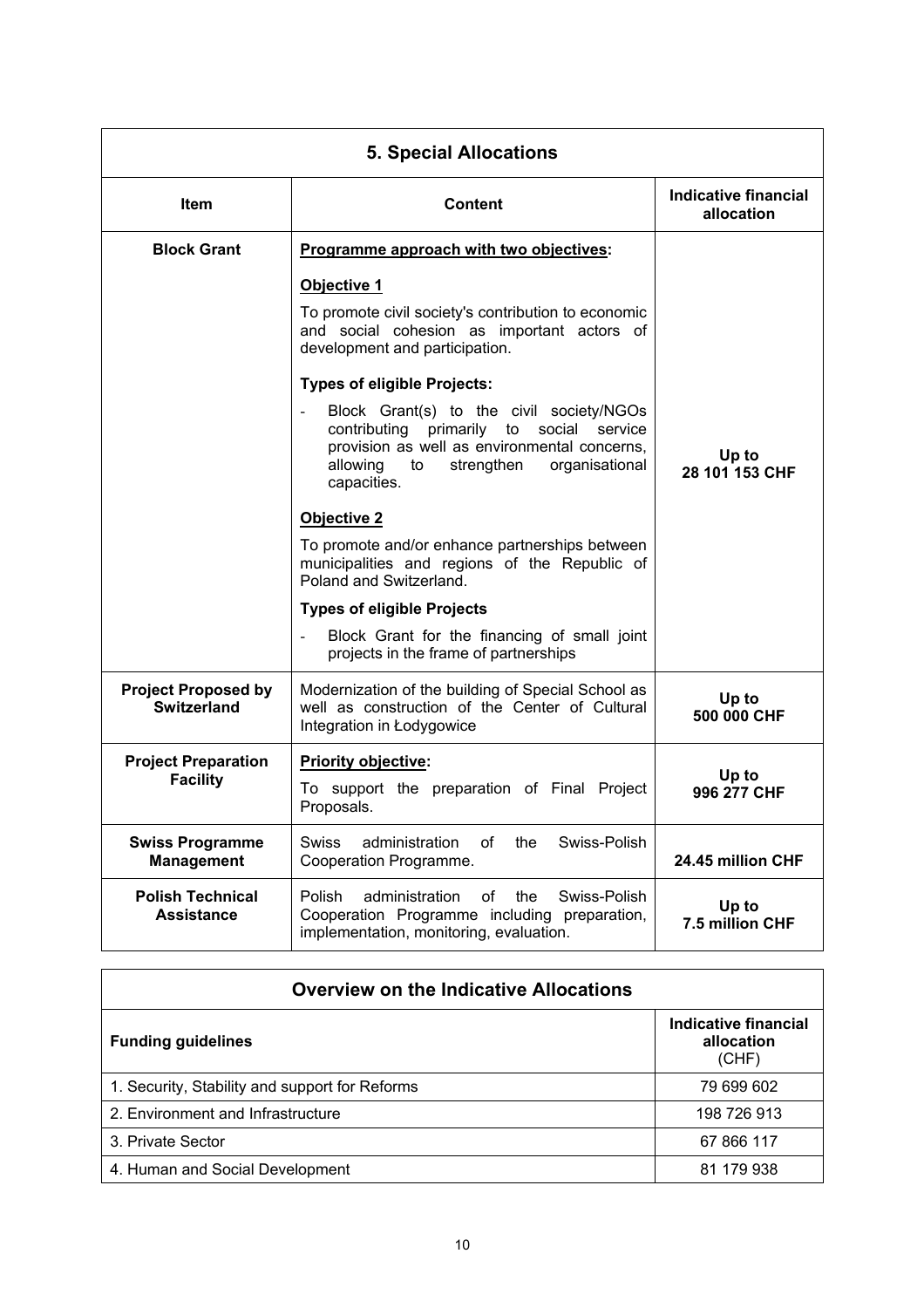| 5. Special Allocations | | |
|---|---|---|
| **Item** | **Content** | **Indicative financial allocation** |
| **Block Grant** | **Programme approach with two objectives:**<br><br>**Objective 1**<br><br>To promote civil society's contribution to economic and social cohesion as important actors of development and participation.<br><br>**Types of eligible Projects:**<br><br>- Block Grant(s) to the civil society/NGOs contributing primarily to social service provision as well as environmental concerns, allowing to strengthen organisational capacities.<br><br>**Objective 2**<br><br>To promote and/or enhance partnerships between municipalities and regions of the Republic of Poland and Switzerland.<br><br>**Types of eligible Projects**<br><br>- Block Grant for the financing of small joint projects in the frame of partnerships | **Up to 28 101 153 CHF** |
| **Project Proposed by Switzerland** | Modernization of the building of Special School as well as construction of the Center of Cultural Integration in Łodygowice | **Up to 500 000 CHF** |
| **Project Preparation Facility** | **Priority objective:**<br><br>To support the preparation of Final Project Proposals. | **Up to 996 277 CHF** |
| **Swiss Programme Management** | Swiss administration of the Swiss-Polish Cooperation Programme. | **24.45 million CHF** |
| **Polish Technical Assistance** | Polish administration of the Swiss-Polish Cooperation Programme including preparation, implementation, monitoring, evaluation. | **Up to 7.5 million CHF** |

| Overview on the Indicative Allocations | |
|---|---|
| **Funding guidelines** | **Indicative financial allocation** (CHF) |
| 1. Security, Stability and support for Reforms | 79 699 602 |
| 2. Environment and Infrastructure | 198 726 913 |
| 3. Private Sector | 67 866 117 |
| 4. Human and Social Development | 81 179 938 |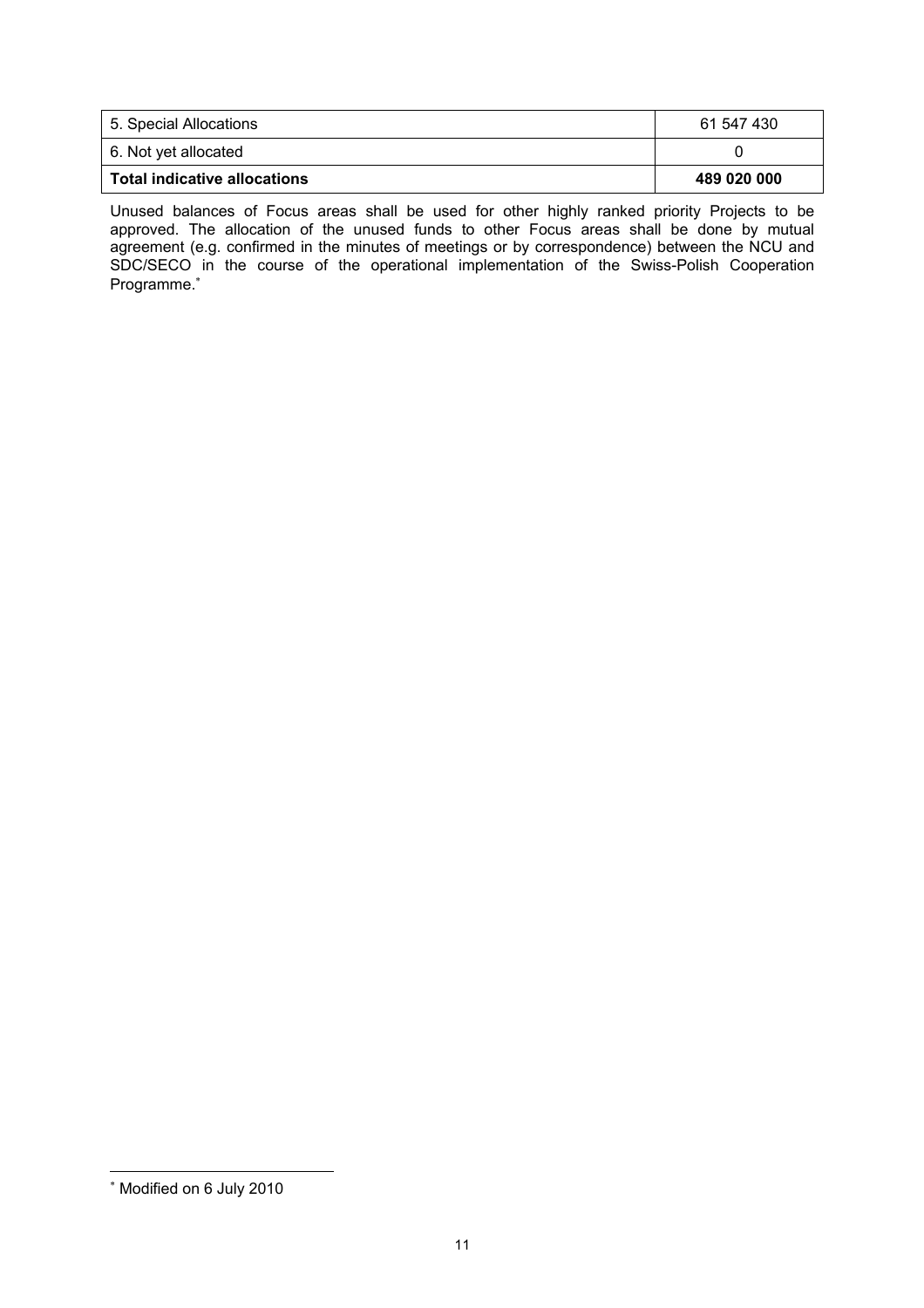| | |
|---|---|
| 5. Special Allocations | 61 547 430 |
| 6. Not yet allocated | 0 |
| **Total indicative allocations** | **489 020 000** |

Unused balances of Focus areas shall be used for other highly ranked priority Projects to be approved. The allocation of the unused funds to other Focus areas shall be done by mutual agreement (e.g. confirmed in the minutes of meetings or by correspondence) between the NCU and SDC/SECO in the course of the operational implementation of the Swiss-Polish Cooperation Programme.*

* Modified on 6 July 2010